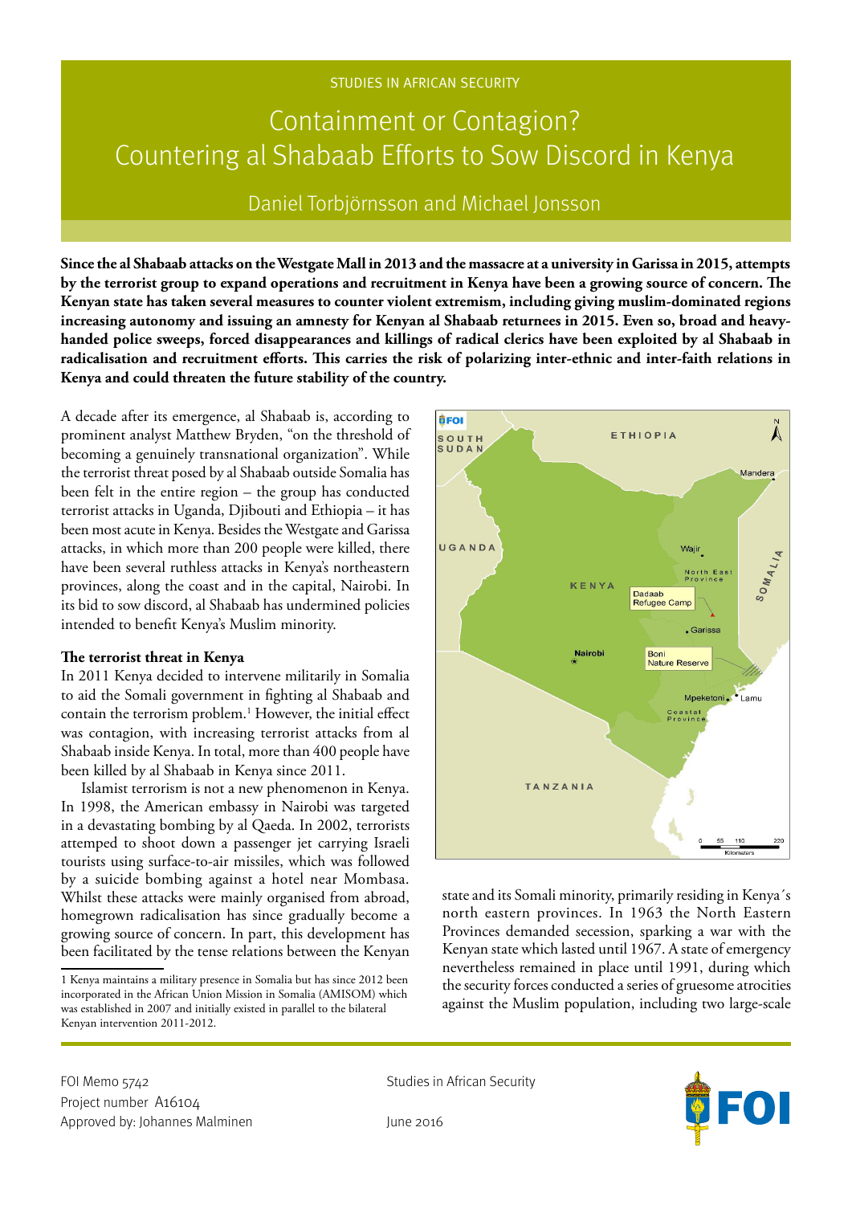STUDIES IN AFRICAN SECURITY

# Containment or Contagion? Countering al Shabaab Efforts to Sow Discord in Kenya

Daniel Torbjörnsson and Michael Jonsson

**Since the al Shabaab attacks on the Westgate Mall in 2013 and the massacre at a university in Garissa in 2015, attempts by the terrorist group to expand operations and recruitment in Kenya have been a growing source of concern. The Kenyan state has taken several measures to counter violent extremism, including giving muslim-dominated regions increasing autonomy and issuing an amnesty for Kenyan al Shabaab returnees in 2015. Even so, broad and heavy-handed police sweeps, forced disappearances and killings of radical clerics have been exploited by al Shabaab in radicalisation and recruitment efforts. This carries the risk of polarizing inter-ethnic and inter-faith relations in Kenya and could threaten the future stability of the country.**

A decade after its emergence, al Shabaab is, according to prominent analyst Matthew Bryden, "on the threshold of becoming a genuinely transnational organization". While the terrorist threat posed by al Shabaab outside Somalia has been felt in the entire region – the group has conducted terrorist attacks in Uganda, Djibouti and Ethiopia – it has been most acute in Kenya. Besides the Westgate and Garissa attacks, in which more than 200 people were killed, there have been several ruthless attacks in Kenya's northeastern provinces, along the coast and in the capital, Nairobi. In its bid to sow discord, al Shabaab has undermined policies intended to benefit Kenya's Muslim minority.

### The terrorist threat in Kenya

In 2011 Kenya decided to intervene militarily in Somalia to aid the Somali government in fighting al Shabaab and contain the terrorism problem.[1] However, the initial effect was contagion, with increasing terrorist attacks from al Shabaab inside Kenya. In total, more than 400 people have been killed by al Shabaab in Kenya since 2011.

Islamist terrorism is not a new phenomenon in Kenya. In 1998, the American embassy in Nairobi was targeted in a devastating bombing by al Qaeda. In 2002, terrorists attemped to shoot down a passenger jet carrying Israeli tourists using surface-to-air missiles, which was followed by a suicide bombing against a hotel near Mombasa. Whilst these attacks were mainly organised from abroad, homegrown radicalisation has since gradually become a growing source of concern. In part, this development has been facilitated by the tense relations between the Kenyan state and its Somali minority, primarily residing in Kenya´s north eastern provinces. In 1963 the North Eastern Provinces demanded secession, sparking a war with the Kenyan state which lasted until 1967. A state of emergency nevertheless remained in place until 1991, during which the security forces conducted a series of gruesome atrocities against the Muslim population, including two large-scale

1 Kenya maintains a military presence in Somalia but has since 2012 been incorporated in the African Union Mission in Somalia (AMISOM) which was established in 2007 and initially existed in parallel to the bilateral Kenyan intervention 2011-2012.

FOI Memo 5742
Project number A16104
Approved by: Johannes Malminen

Studies in African Security

June 2016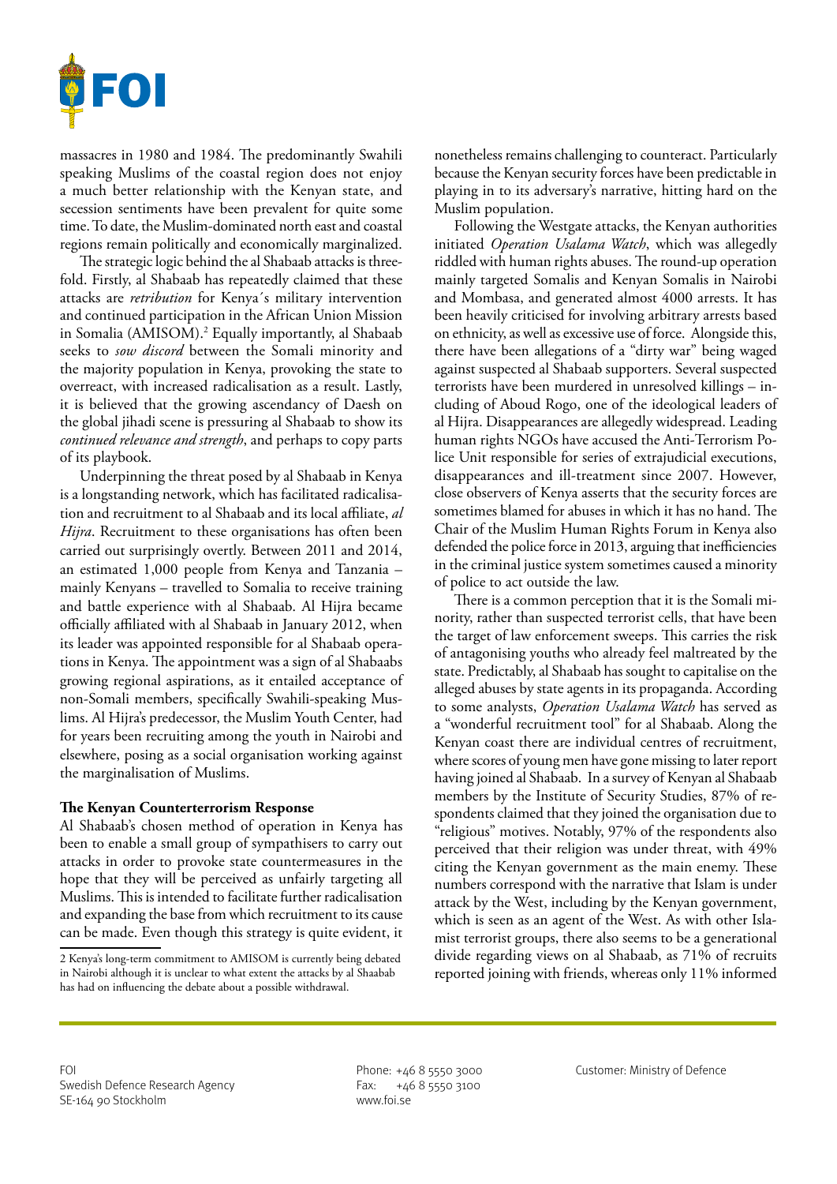massacres in 1980 and 1984. The predominantly Swahili speaking Muslims of the coastal region does not enjoy a much better relationship with the Kenyan state, and secession sentiments have been prevalent for quite some time. To date, the Muslim-dominated north east and coastal regions remain politically and economically marginalized.

The strategic logic behind the al Shabaab attacks is threefold. Firstly, al Shabaab has repeatedly claimed that these attacks are *retribution* for Kenya´s military intervention and continued participation in the African Union Mission in Somalia (AMISOM).[2] Equally importantly, al Shabaab seeks to *sow discord* between the Somali minority and the majority population in Kenya, provoking the state to overreact, with increased radicalisation as a result. Lastly, it is believed that the growing ascendancy of Daesh on the global jihadi scene is pressuring al Shabaab to show its *continued relevance and strength*, and perhaps to copy parts of its playbook.

Underpinning the threat posed by al Shabaab in Kenya is a longstanding network, which has facilitated radicalisation and recruitment to al Shabaab and its local affiliate, *al Hijra*. Recruitment to these organisations has often been carried out surprisingly overtly. Between 2011 and 2014, an estimated 1,000 people from Kenya and Tanzania – mainly Kenyans – travelled to Somalia to receive training and battle experience with al Shabaab. Al Hijra became officially affiliated with al Shabaab in January 2012, when its leader was appointed responsible for al Shabaab operations in Kenya. The appointment was a sign of al Shabaabs growing regional aspirations, as it entailed acceptance of non-Somali members, specifically Swahili-speaking Muslims. Al Hijra's predecessor, the Muslim Youth Center, had for years been recruiting among the youth in Nairobi and elsewhere, posing as a social organisation working against the marginalisation of Muslims.

**The Kenyan Counterterrorism Response**

Al Shabaab's chosen method of operation in Kenya has been to enable a small group of sympathisers to carry out attacks in order to provoke state countermeasures in the hope that they will be perceived as unfairly targeting all Muslims. This is intended to facilitate further radicalisation and expanding the base from which recruitment to its cause can be made. Even though this strategy is quite evident, it nonetheless remains challenging to counteract. Particularly because the Kenyan security forces have been predictable in playing in to its adversary's narrative, hitting hard on the Muslim population.

Following the Westgate attacks, the Kenyan authorities initiated *Operation Usalama Watch*, which was allegedly riddled with human rights abuses. The round-up operation mainly targeted Somalis and Kenyan Somalis in Nairobi and Mombasa, and generated almost 4000 arrests. It has been heavily criticised for involving arbitrary arrests based on ethnicity, as well as excessive use of force. Alongside this, there have been allegations of a "dirty war" being waged against suspected al Shabaab supporters. Several suspected terrorists have been murdered in unresolved killings – including of Aboud Rogo, one of the ideological leaders of al Hijra. Disappearances are allegedly widespread. Leading human rights NGOs have accused the Anti-Terrorism Police Unit responsible for series of extrajudicial executions, disappearances and ill-treatment since 2007. However, close observers of Kenya asserts that the security forces are sometimes blamed for abuses in which it has no hand. The Chair of the Muslim Human Rights Forum in Kenya also defended the police force in 2013, arguing that inefficiencies in the criminal justice system sometimes caused a minority of police to act outside the law.

There is a common perception that it is the Somali minority, rather than suspected terrorist cells, that have been the target of law enforcement sweeps. This carries the risk of antagonising youths who already feel maltreated by the state. Predictably, al Shabaab has sought to capitalise on the alleged abuses by state agents in its propaganda. According to some analysts, *Operation Usalama Watch* has served as a "wonderful recruitment tool" for al Shabaab. Along the Kenyan coast there are individual centres of recruitment, where scores of young men have gone missing to later report having joined al Shabaab. In a survey of Kenyan al Shabaab members by the Institute of Security Studies, 87% of respondents claimed that they joined the organisation due to "religious" motives. Notably, 97% of the respondents also perceived that their religion was under threat, with 49% citing the Kenyan government as the main enemy. These numbers correspond with the narrative that Islam is under attack by the West, including by the Kenyan government, which is seen as an agent of the West. As with other Islamist terrorist groups, there also seems to be a generational divide regarding views on al Shabaab, as 71% of recruits reported joining with friends, whereas only 11% informed

[2] Kenya's long-term commitment to AMISOM is currently being debated in Nairobi although it is unclear to what extent the attacks by al Shaabab has had on influencing the debate about a possible withdrawal.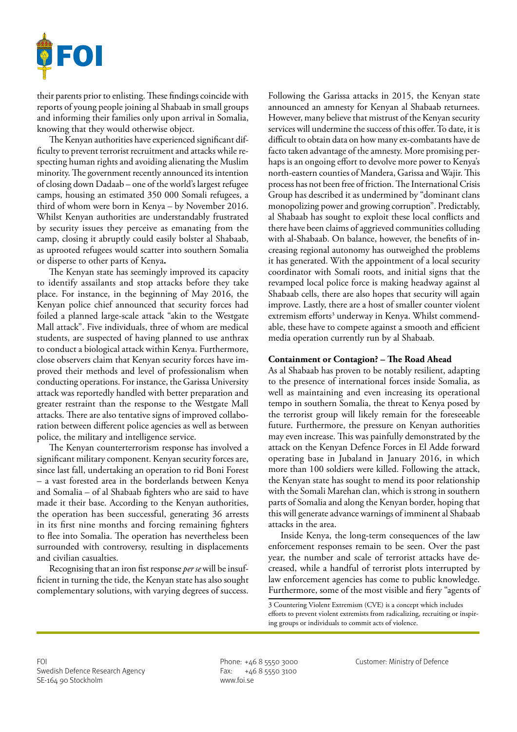their parents prior to enlisting. These findings coincide with reports of young people joining al Shabaab in small groups and informing their families only upon arrival in Somalia, knowing that they would otherwise object.

The Kenyan authorities have experienced significant difficulty to prevent terrorist recruitment and attacks while respecting human rights and avoiding alienating the Muslim minority. The government recently announced its intention of closing down Dadaab – one of the world's largest refugee camps, housing an estimated 350 000 Somali refugees, a third of whom were born in Kenya – by November 2016. Whilst Kenyan authorities are understandably frustrated by security issues they perceive as emanating from the camp, closing it abruptly could easily bolster al Shabaab, as uprooted refugees would scatter into southern Somalia or disperse to other parts of Kenya**.**

The Kenyan state has seemingly improved its capacity to identify assailants and stop attacks before they take place. For instance, in the beginning of May 2016, the Kenyan police chief announced that security forces had foiled a planned large-scale attack "akin to the Westgate Mall attack". Five individuals, three of whom are medical students, are suspected of having planned to use anthrax to conduct a biological attack within Kenya. Furthermore, close observers claim that Kenyan security forces have improved their methods and level of professionalism when conducting operations. For instance, the Garissa University attack was reportedly handled with better preparation and greater restraint than the response to the Westgate Mall attacks. There are also tentative signs of improved collaboration between different police agencies as well as between police, the military and intelligence service.

The Kenyan counterterrorism response has involved a significant military component. Kenyan security forces are, since last fall, undertaking an operation to rid Boni Forest – a vast forested area in the borderlands between Kenya and Somalia – of al Shabaab fighters who are said to have made it their base. According to the Kenyan authorities, the operation has been successful, generating 36 arrests in its first nine months and forcing remaining fighters to flee into Somalia. The operation has nevertheless been surrounded with controversy, resulting in displacements and civilian casualties.

Recognising that an iron fist response *per se* will be insufficient in turning the tide, the Kenyan state has also sought complementary solutions, with varying degrees of success. Following the Garissa attacks in 2015, the Kenyan state announced an amnesty for Kenyan al Shabaab returnees. However, many believe that mistrust of the Kenyan security services will undermine the success of this offer. To date, it is difficult to obtain data on how many ex-combatants have de facto taken advantage of the amnesty. More promising perhaps is an ongoing effort to devolve more power to Kenya's north-eastern counties of Mandera, Garissa and Wajir. This process has not been free of friction. The International Crisis Group has described it as undermined by "dominant clans monopolizing power and growing corruption". Predictably, al Shabaab has sought to exploit these local conflicts and there have been claims of aggrieved communities colluding with al-Shabaab. On balance, however, the benefits of increasing regional autonomy has outweighed the problems it has generated. With the appointment of a local security coordinator with Somali roots, and initial signs that the revamped local police force is making headway against al Shabaab cells, there are also hopes that security will again improve. Lastly, there are a host of smaller counter violent extremism efforts[3] underway in Kenya. Whilst commendable, these have to compete against a smooth and efficient media operation currently run by al Shabaab.

**Containment or Contagion? – The Road Ahead**

As al Shabaab has proven to be notably resilient, adapting to the presence of international forces inside Somalia, as well as maintaining and even increasing its operational tempo in southern Somalia, the threat to Kenya posed by the terrorist group will likely remain for the foreseeable future. Furthermore, the pressure on Kenyan authorities may even increase. This was painfully demonstrated by the attack on the Kenyan Defence Forces in El Adde forward operating base in Jubaland in January 2016, in which more than 100 soldiers were killed. Following the attack, the Kenyan state has sought to mend its poor relationship with the Somali Marehan clan, which is strong in southern parts of Somalia and along the Kenyan border, hoping that this will generate advance warnings of imminent al Shabaab attacks in the area.

Inside Kenya, the long-term consequences of the law enforcement responses remain to be seen. Over the past year, the number and scale of terrorist attacks have decreased, while a handful of terrorist plots interrupted by law enforcement agencies has come to public knowledge. Furthermore, some of the most visible and fiery "agents of

3 Countering Violent Extremism (CVE) is a concept which includes efforts to prevent violent extremists from radicalizing, recruiting or inspiring groups or individuals to commit acts of violence.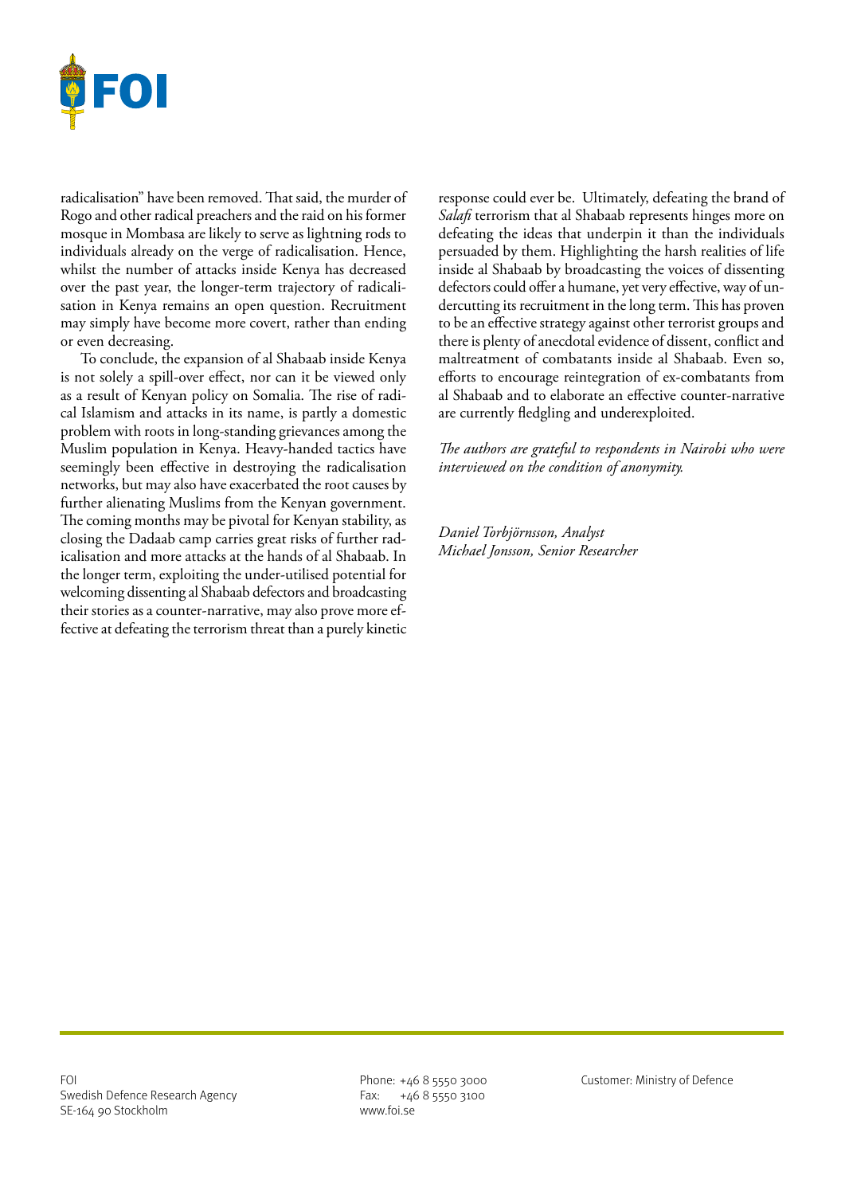radicalisation" have been removed. That said, the murder of Rogo and other radical preachers and the raid on his former mosque in Mombasa are likely to serve as lightning rods to individuals already on the verge of radicalisation. Hence, whilst the number of attacks inside Kenya has decreased over the past year, the longer-term trajectory of radicalisation in Kenya remains an open question. Recruitment may simply have become more covert, rather than ending or even decreasing.

To conclude, the expansion of al Shabaab inside Kenya is not solely a spill-over effect, nor can it be viewed only as a result of Kenyan policy on Somalia. The rise of radical Islamism and attacks in its name, is partly a domestic problem with roots in long-standing grievances among the Muslim population in Kenya. Heavy-handed tactics have seemingly been effective in destroying the radicalisation networks, but may also have exacerbated the root causes by further alienating Muslims from the Kenyan government. The coming months may be pivotal for Kenyan stability, as closing the Dadaab camp carries great risks of further radicalisation and more attacks at the hands of al Shabaab. In the longer term, exploiting the under-utilised potential for welcoming dissenting al Shabaab defectors and broadcasting their stories as a counter-narrative, may also prove more effective at defeating the terrorism threat than a purely kinetic response could ever be. Ultimately, defeating the brand of *Salafi* terrorism that al Shabaab represents hinges more on defeating the ideas that underpin it than the individuals persuaded by them. Highlighting the harsh realities of life inside al Shabaab by broadcasting the voices of dissenting defectors could offer a humane, yet very effective, way of undercutting its recruitment in the long term. This has proven to be an effective strategy against other terrorist groups and there is plenty of anecdotal evidence of dissent, conflict and maltreatment of combatants inside al Shabaab. Even so, efforts to encourage reintegration of ex-combatants from al Shabaab and to elaborate an effective counter-narrative are currently fledgling and underexploited.

*The authors are grateful to respondents in Nairobi who were interviewed on the condition of anonymity.*

*Daniel Torbjörnsson, Analyst*
*Michael Jonsson, Senior Researcher*

FOI
Swedish Defence Research Agency
SE-164 90 Stockholm

Phone: +46 8 5550 3000
Fax: +46 8 5550 3100
www.foi.se

Customer: Ministry of Defence